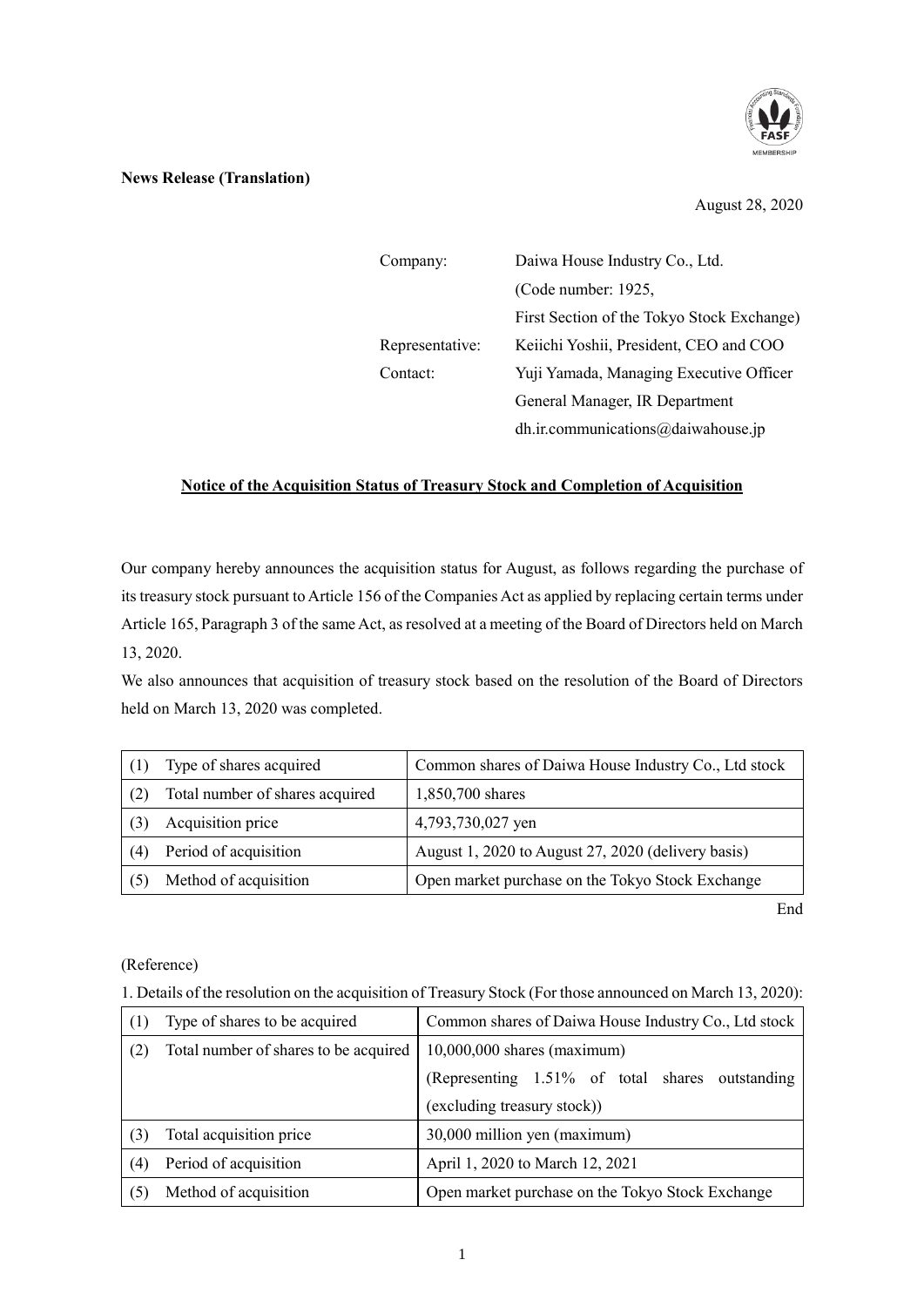**News Release (Translation)**

August 28, 2020

| | |
|---|---|
| Company: | Daiwa House Industry Co., Ltd. (Code number: 1925, First Section of the Tokyo Stock Exchange) |
| Representative: | Keiichi Yoshii, President, CEO and COO |
| Contact: | Yuji Yamada, Managing Executive Officer General Manager, IR Department dh.ir.communications@daiwahouse.jp |

## Notice of the Acquisition Status of Treasury Stock and Completion of Acquisition

Our company hereby announces the acquisition status for August, as follows regarding the purchase of its treasury stock pursuant to Article 156 of the Companies Act as applied by replacing certain terms under Article 165, Paragraph 3 of the same Act, as resolved at a meeting of the Board of Directors held on March 13, 2020.

We also announces that acquisition of treasury stock based on the resolution of the Board of Directors held on March 13, 2020 was completed.

| | | |
|---|---|---|
| (1) | Type of shares acquired | Common shares of Daiwa House Industry Co., Ltd stock |
| (2) | Total number of shares acquired | 1,850,700 shares |
| (3) | Acquisition price | 4,793,730,027 yen |
| (4) | Period of acquisition | August 1, 2020 to August 27, 2020 (delivery basis) |
| (5) | Method of acquisition | Open market purchase on the Tokyo Stock Exchange |

End

(Reference)

1. Details of the resolution on the acquisition of Treasury Stock (For those announced on March 13, 2020):

| | | |
|---|---|---|
| (1) | Type of shares to be acquired | Common shares of Daiwa House Industry Co., Ltd stock |
| (2) | Total number of shares to be acquired | 10,000,000 shares (maximum) (Representing 1.51% of total shares outstanding (excluding treasury stock)) |
| (3) | Total acquisition price | 30,000 million yen (maximum) |
| (4) | Period of acquisition | April 1, 2020 to March 12, 2021 |
| (5) | Method of acquisition | Open market purchase on the Tokyo Stock Exchange |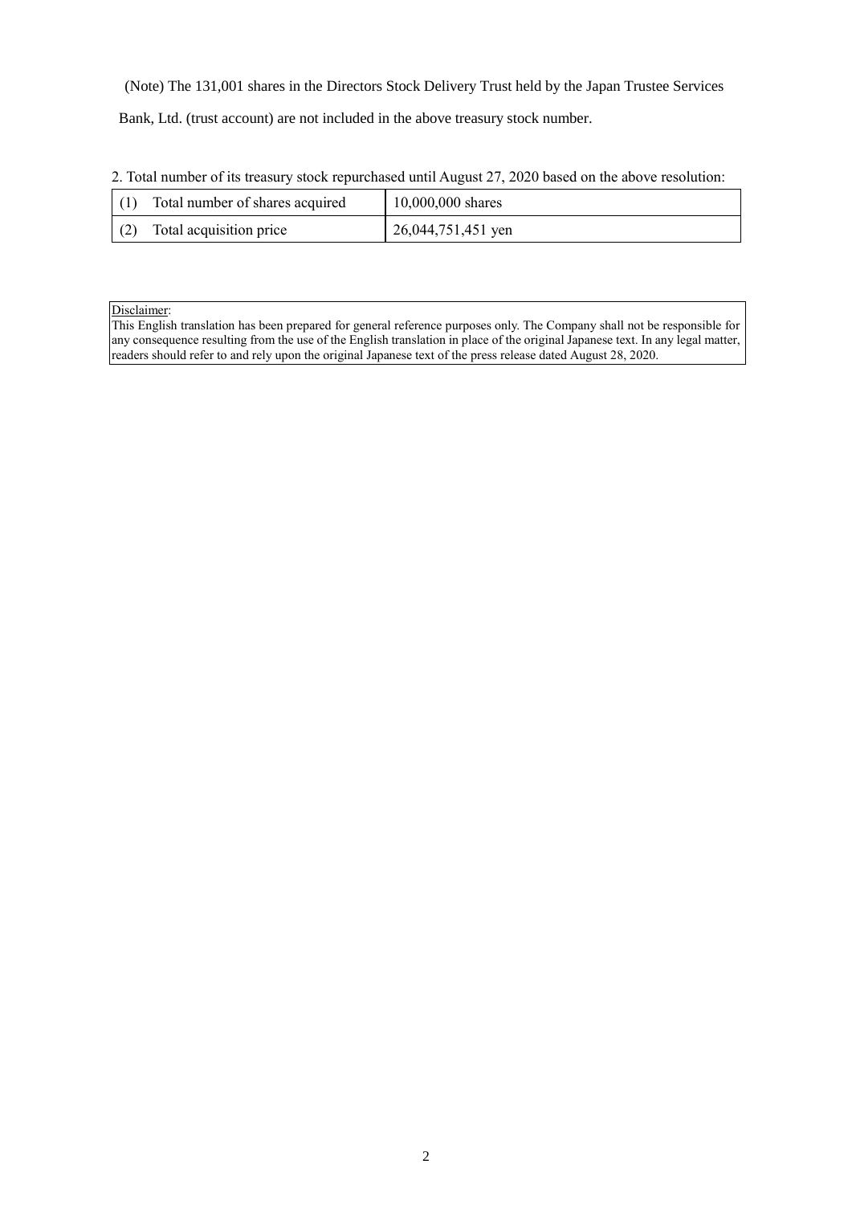(Note) The 131,001 shares in the Directors Stock Delivery Trust held by the Japan Trustee Services Bank, Ltd. (trust account) are not included in the above treasury stock number.

2. Total number of its treasury stock repurchased until August 27, 2020 based on the above resolution:

| | |
|---|---|
| (1) Total number of shares acquired | 10,000,000 shares |
| (2) Total acquisition price | 26,044,751,451 yen |

Disclaimer:
This English translation has been prepared for general reference purposes only. The Company shall not be responsible for any consequence resulting from the use of the English translation in place of the original Japanese text. In any legal matter, readers should refer to and rely upon the original Japanese text of the press release dated August 28, 2020.